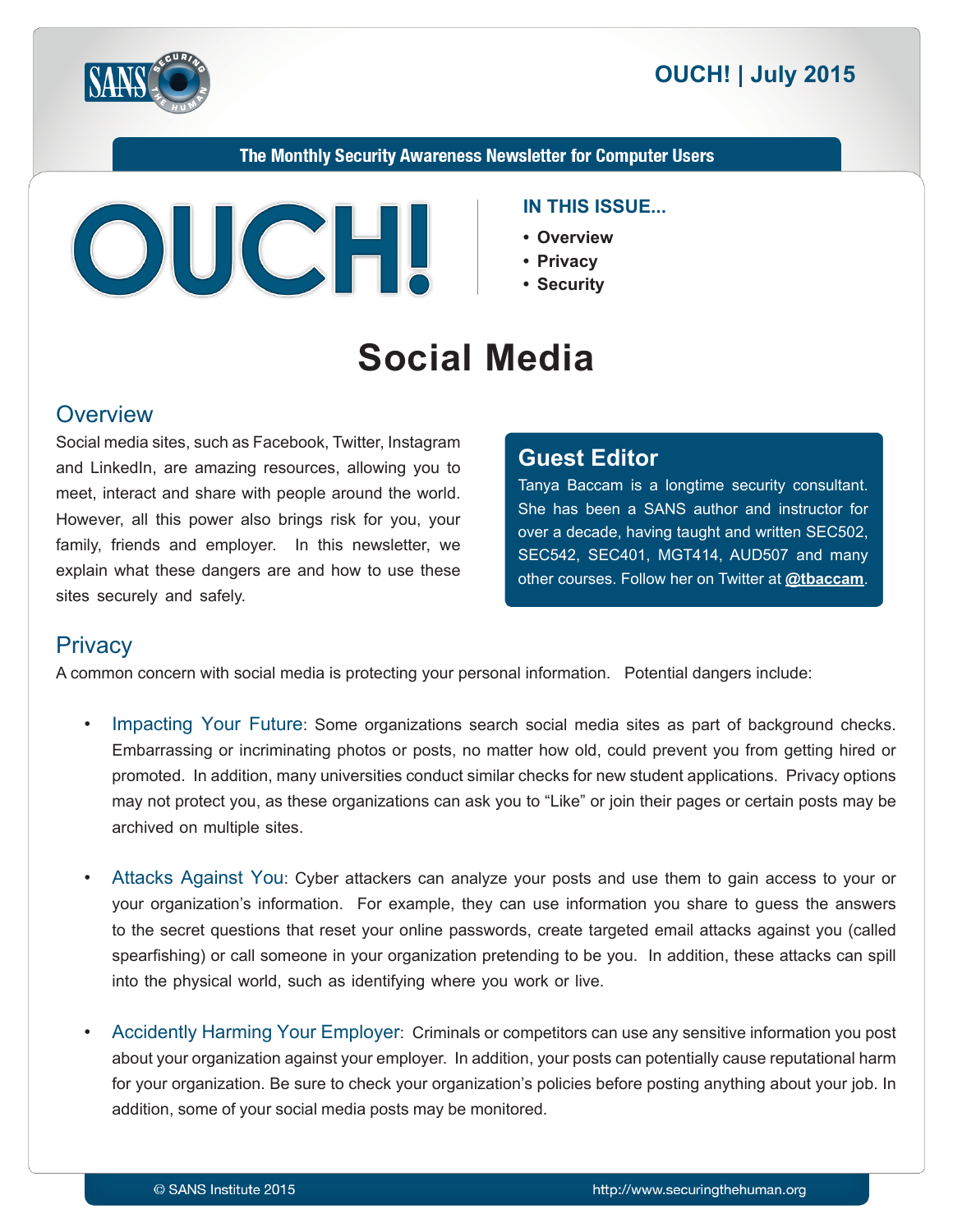# OUCH! | July 2015

**The Monthly Security Awareness Newsletter for Computer Users**

**IN THIS ISSUE...**

- **Overview**
- **Privacy**
- **Security**

# Social Media

## Overview

Social media sites, such as Facebook, Twitter, Instagram and LinkedIn, are amazing resources, allowing you to meet, interact and share with people around the world. However, all this power also brings risk for you, your family, friends and employer. In this newsletter, we explain what these dangers are and how to use these sites securely and safely.

### Guest Editor

Tanya Baccam is a longtime security consultant. She has been a SANS author and instructor for over a decade, having taught and written SEC502, SEC542, SEC401, MGT414, AUD507 and many other courses. Follow her on Twitter at **@tbaccam**.

## Privacy

A common concern with social media is protecting your personal information. Potential dangers include:

- Impacting Your Future: Some organizations search social media sites as part of background checks. Embarrassing or incriminating photos or posts, no matter how old, could prevent you from getting hired or promoted. In addition, many universities conduct similar checks for new student applications. Privacy options may not protect you, as these organizations can ask you to "Like" or join their pages or certain posts may be archived on multiple sites.

- Attacks Against You: Cyber attackers can analyze your posts and use them to gain access to your or your organization's information. For example, they can use information you share to guess the answers to the secret questions that reset your online passwords, create targeted email attacks against you (called spearfishing) or call someone in your organization pretending to be you. In addition, these attacks can spill into the physical world, such as identifying where you work or live.

- Accidently Harming Your Employer: Criminals or competitors can use any sensitive information you post about your organization against your employer. In addition, your posts can potentially cause reputational harm for your organization. Be sure to check your organization's policies before posting anything about your job. In addition, some of your social media posts may be monitored.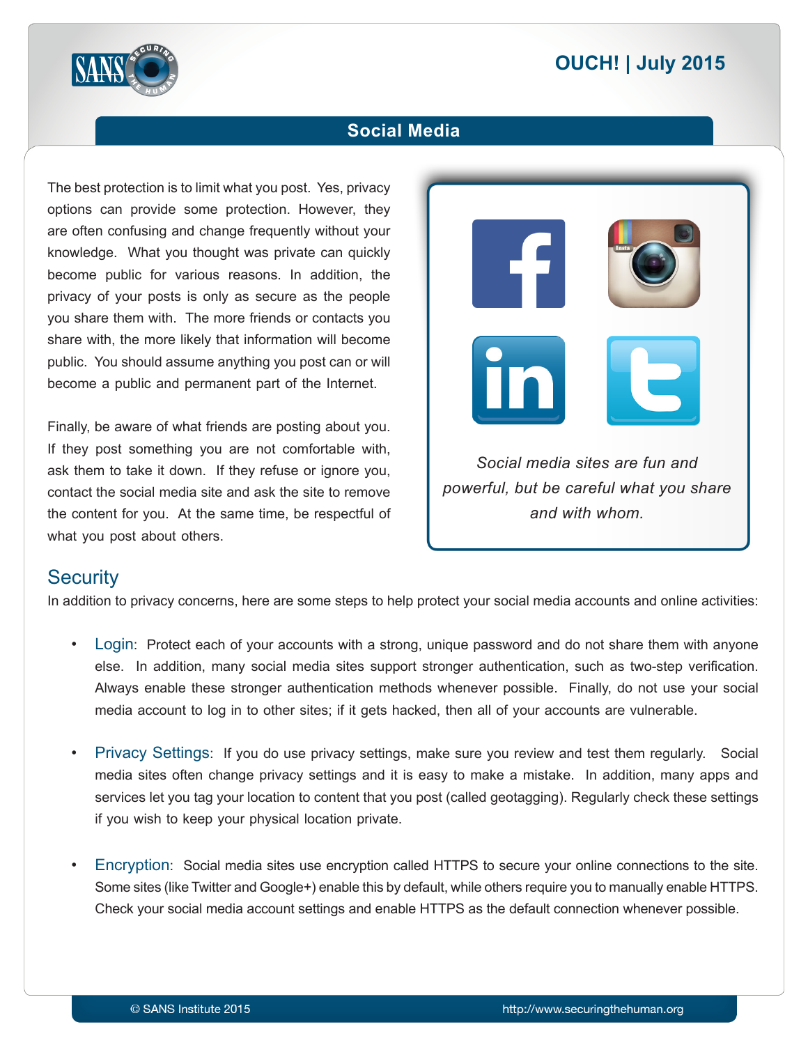The best protection is to limit what you post. Yes, privacy options can provide some protection. However, they are often confusing and change frequently without your knowledge. What you thought was private can quickly become public for various reasons. In addition, the privacy of your posts is only as secure as the people you share them with. The more friends or contacts you share with, the more likely that information will become public. You should assume anything you post can or will become a public and permanent part of the Internet.

Finally, be aware of what friends are posting about you. If they post something you are not comfortable with, ask them to take it down. If they refuse or ignore you, contact the social media site and ask the site to remove the content for you. At the same time, be respectful of what you post about others.

*Social media sites are fun and powerful, but be careful what you share and with whom.*

## Security

In addition to privacy concerns, here are some steps to help protect your social media accounts and online activities:

- Login: Protect each of your accounts with a strong, unique password and do not share them with anyone else. In addition, many social media sites support stronger authentication, such as two-step verification. Always enable these stronger authentication methods whenever possible. Finally, do not use your social media account to log in to other sites; if it gets hacked, then all of your accounts are vulnerable.

- Privacy Settings: If you do use privacy settings, make sure you review and test them regularly. Social media sites often change privacy settings and it is easy to make a mistake. In addition, many apps and services let you tag your location to content that you post (called geotagging). Regularly check these settings if you wish to keep your physical location private.

- Encryption: Social media sites use encryption called HTTPS to secure your online connections to the site. Some sites (like Twitter and Google+) enable this by default, while others require you to manually enable HTTPS. Check your social media account settings and enable HTTPS as the default connection whenever possible.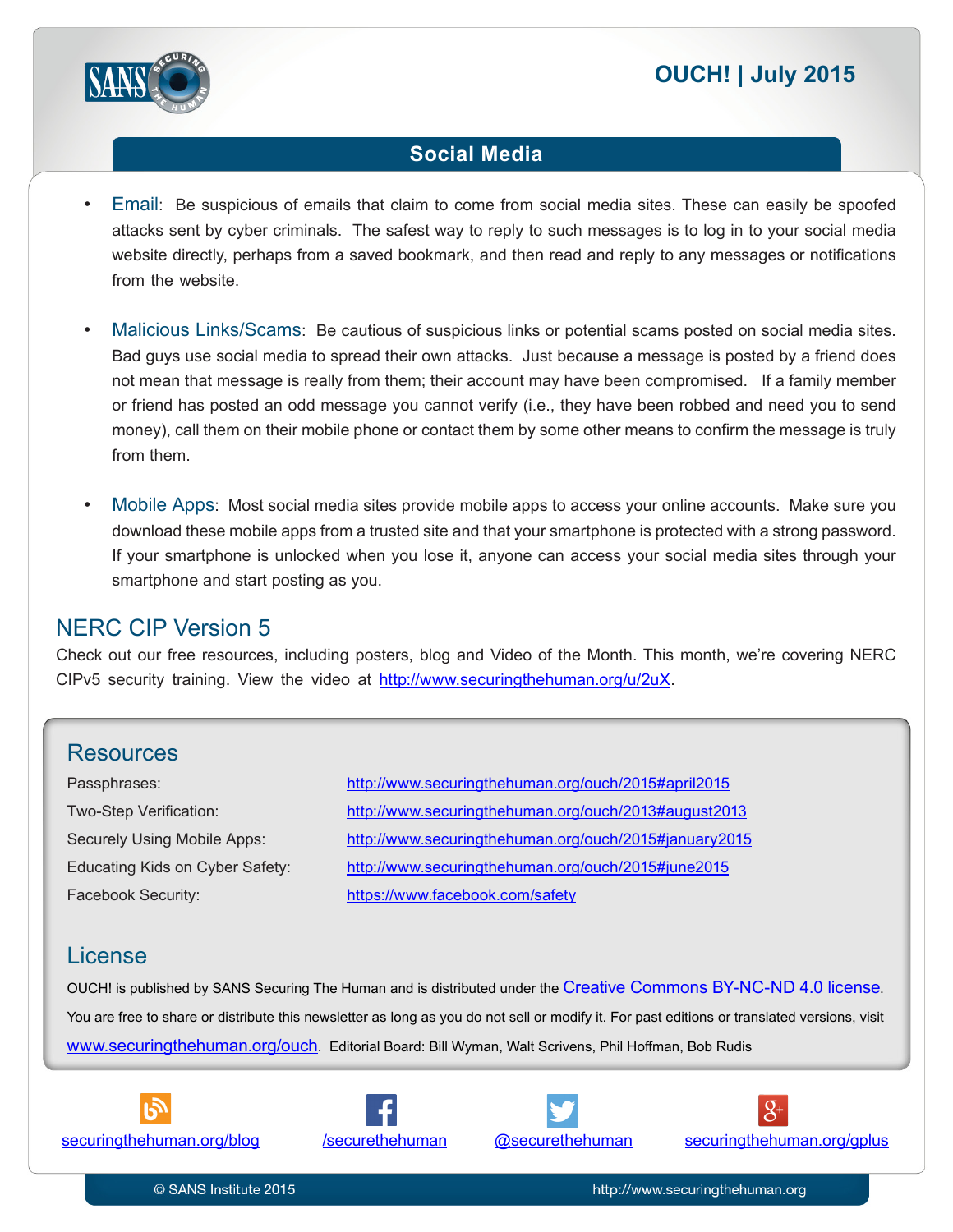## Social Media

- Email: Be suspicious of emails that claim to come from social media sites. These can easily be spoofed attacks sent by cyber criminals. The safest way to reply to such messages is to log in to your social media website directly, perhaps from a saved bookmark, and then read and reply to any messages or notifications from the website.

- Malicious Links/Scams: Be cautious of suspicious links or potential scams posted on social media sites. Bad guys use social media to spread their own attacks. Just because a message is posted by a friend does not mean that message is really from them; their account may have been compromised. If a family member or friend has posted an odd message you cannot verify (i.e., they have been robbed and need you to send money), call them on their mobile phone or contact them by some other means to confirm the message is truly from them.

- Mobile Apps: Most social media sites provide mobile apps to access your online accounts. Make sure you download these mobile apps from a trusted site and that your smartphone is protected with a strong password. If your smartphone is unlocked when you lose it, anyone can access your social media sites through your smartphone and start posting as you.

## NERC CIP Version 5

Check out our free resources, including posters, blog and Video of the Month. This month, we're covering NERC CIPv5 security training. View the video at http://www.securingthehuman.org/u/2uX.

## Resources

| | |
|---|---|
| Passphrases: | http://www.securingthehuman.org/ouch/2015#april2015 |
| Two-Step Verification: | http://www.securingthehuman.org/ouch/2013#august2013 |
| Securely Using Mobile Apps: | http://www.securingthehuman.org/ouch/2015#january2015 |
| Educating Kids on Cyber Safety: | http://www.securingthehuman.org/ouch/2015#june2015 |
| Facebook Security: | https://www.facebook.com/safety |

## License

OUCH! is published by SANS Securing The Human and is distributed under the Creative Commons BY-NC-ND 4.0 license. You are free to share or distribute this newsletter as long as you do not sell or modify it. For past editions or translated versions, visit www.securingthehuman.org/ouch. Editorial Board: Bill Wyman, Walt Scrivens, Phil Hoffman, Bob Rudis

securingthehuman.org/blog | /securethehuman | @securethehuman | securingthehuman.org/gplus